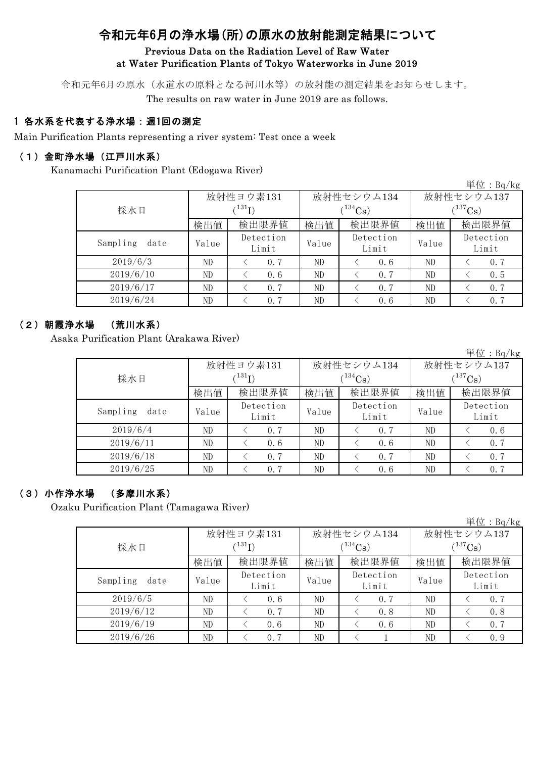# 令和元年6月の浄水場(所)の原水の放射能測定結果について

Previous Data on the Radiation Level of Raw Water at Water Purification Plants of Tokyo Waterworks in June 2019

令和元年6月の原水（水道水の原料となる河川水等）の放射能の測定結果をお知らせします。

The results on raw water in June 2019 are as follows.

## 1 各水系を代表する浄水場：週1回の測定

Main Purification Plants representing a river system: Test once a week

### （1）金町浄水場（江戸川水系）

Kanamachi Purification Plant (Edogawa River)

単位：Bq/kg

| 採水日 | 放射性ヨウ素131 ($^{131}I$) | | 放射性セシウム134 ($^{134}Cs$) | | 放射性セシウム137 ($^{137}Cs$) | |
|---|---|---|---|---|---|---|
| | 検出値 | 検出限界値 | 検出値 | 検出限界値 | 検出値 | 検出限界値 |
| Sampling date | Value | Detection Limit | Value | Detection Limit | Value | Detection Limit |
| 2019/6/3 | ND | ＜ 0.7 | ND | ＜ 0.6 | ND | ＜ 0.7 |
| 2019/6/10 | ND | ＜ 0.6 | ND | ＜ 0.7 | ND | ＜ 0.5 |
| 2019/6/17 | ND | ＜ 0.7 | ND | ＜ 0.7 | ND | ＜ 0.7 |
| 2019/6/24 | ND | ＜ 0.7 | ND | ＜ 0.6 | ND | ＜ 0.7 |

### （2）朝霞浄水場　（荒川水系）

Asaka Purification Plant (Arakawa River)

単位：Bq/kg

| 採水日 | 放射性ヨウ素131 ($^{131}I$) | | 放射性セシウム134 ($^{134}Cs$) | | 放射性セシウム137 ($^{137}Cs$) | |
|---|---|---|---|---|---|---|
| | 検出値 | 検出限界値 | 検出値 | 検出限界値 | 検出値 | 検出限界値 |
| Sampling date | Value | Detection Limit | Value | Detection Limit | Value | Detection Limit |
| 2019/6/4 | ND | ＜ 0.7 | ND | ＜ 0.7 | ND | ＜ 0.6 |
| 2019/6/11 | ND | ＜ 0.6 | ND | ＜ 0.6 | ND | ＜ 0.7 |
| 2019/6/18 | ND | ＜ 0.7 | ND | ＜ 0.7 | ND | ＜ 0.7 |
| 2019/6/25 | ND | ＜ 0.7 | ND | ＜ 0.6 | ND | ＜ 0.7 |

### （3）小作浄水場　（多摩川水系）

Ozaku Purification Plant (Tamagawa River)

単位：Bq/kg

| 採水日 | 放射性ヨウ素131 ($^{131}I$) | | 放射性セシウム134 ($^{134}Cs$) | | 放射性セシウム137 ($^{137}Cs$) | |
|---|---|---|---|---|---|---|
| | 検出値 | 検出限界値 | 検出値 | 検出限界値 | 検出値 | 検出限界値 |
| Sampling date | Value | Detection Limit | Value | Detection Limit | Value | Detection Limit |
| 2019/6/5 | ND | ＜ 0.6 | ND | ＜ 0.7 | ND | ＜ 0.7 |
| 2019/6/12 | ND | ＜ 0.7 | ND | ＜ 0.8 | ND | ＜ 0.8 |
| 2019/6/19 | ND | ＜ 0.6 | ND | ＜ 0.6 | ND | ＜ 0.7 |
| 2019/6/26 | ND | ＜ 0.7 | ND | ＜ 1 | ND | ＜ 0.9 |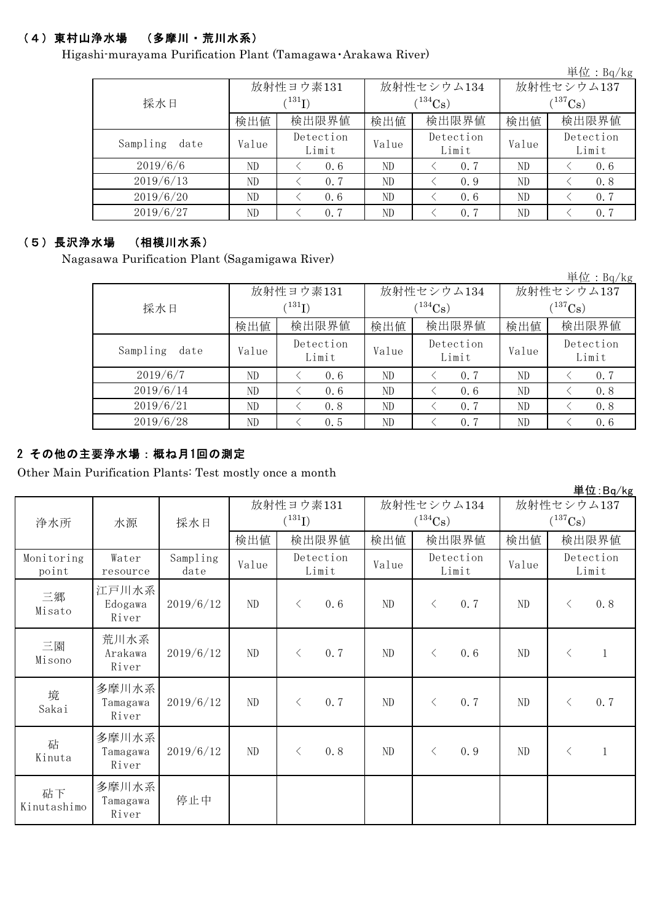### （4）東村山浄水場　（多摩川・荒川水系）

Higashi-murayama Purification Plant (Tamagawa･Arakawa River)

単位：Bq/kg

| 採水日 | 放射性ヨウ素131 ($^{131}I$) | | 放射性セシウム134 ($^{134}Cs$) | | 放射性セシウム137 ($^{137}Cs$) | |
|---|---|---|---|---|---|---|
| | 検出値 | 検出限界値 | 検出値 | 検出限界値 | 検出値 | 検出限界値 |
| Sampling date | Value | Detection Limit | Value | Detection Limit | Value | Detection Limit |
| 2019/6/6 | ND | ＜ 0.6 | ND | ＜ 0.7 | ND | ＜ 0.6 |
| 2019/6/13 | ND | ＜ 0.7 | ND | ＜ 0.9 | ND | ＜ 0.8 |
| 2019/6/20 | ND | ＜ 0.6 | ND | ＜ 0.6 | ND | ＜ 0.7 |
| 2019/6/27 | ND | ＜ 0.7 | ND | ＜ 0.7 | ND | ＜ 0.7 |

### （5）長沢浄水場　（相模川水系）

Nagasawa Purification Plant (Sagamigawa River)

単位：Bq/kg

| 採水日 | 放射性ヨウ素131 ($^{131}I$) | | 放射性セシウム134 ($^{134}Cs$) | | 放射性セシウム137 ($^{137}Cs$) | |
|---|---|---|---|---|---|---|
| | 検出値 | 検出限界値 | 検出値 | 検出限界値 | 検出値 | 検出限界値 |
| Sampling date | Value | Detection Limit | Value | Detection Limit | Value | Detection Limit |
| 2019/6/7 | ND | ＜ 0.6 | ND | ＜ 0.7 | ND | ＜ 0.7 |
| 2019/6/14 | ND | ＜ 0.6 | ND | ＜ 0.6 | ND | ＜ 0.8 |
| 2019/6/21 | ND | ＜ 0.8 | ND | ＜ 0.7 | ND | ＜ 0.8 |
| 2019/6/28 | ND | ＜ 0.5 | ND | ＜ 0.7 | ND | ＜ 0.6 |

## 2 その他の主要浄水場：概ね月1回の測定

Other Main Purification Plants: Test mostly once a month

単位:Bq/kg

| 浄水所 | 水源 | 採水日 | 放射性ヨウ素131 ($^{131}I$) | | 放射性セシウム134 ($^{134}Cs$) | | 放射性セシウム137 ($^{137}Cs$) | |
|---|---|---|---|---|---|---|---|---|
| | | | 検出値 | 検出限界値 | 検出値 | 検出限界値 | 検出値 | 検出限界値 |
| Monitoring point | Water resource | Sampling date | Value | Detection Limit | Value | Detection Limit | Value | Detection Limit |
| 三郷 Misato | 江戸川水系 Edogawa River | 2019/6/12 | ND | ＜ 0.6 | ND | ＜ 0.7 | ND | ＜ 0.8 |
| 三園 Misono | 荒川水系 Arakawa River | 2019/6/12 | ND | ＜ 0.7 | ND | ＜ 0.6 | ND | ＜ 1 |
| 境 Sakai | 多摩川水系 Tamagawa River | 2019/6/12 | ND | ＜ 0.7 | ND | ＜ 0.7 | ND | ＜ 0.7 |
| 砧 Kinuta | 多摩川水系 Tamagawa River | 2019/6/12 | ND | ＜ 0.8 | ND | ＜ 0.9 | ND | ＜ 1 |
| 砧下 Kinutashimo | 多摩川水系 Tamagawa River | 停止中 | | | | | | |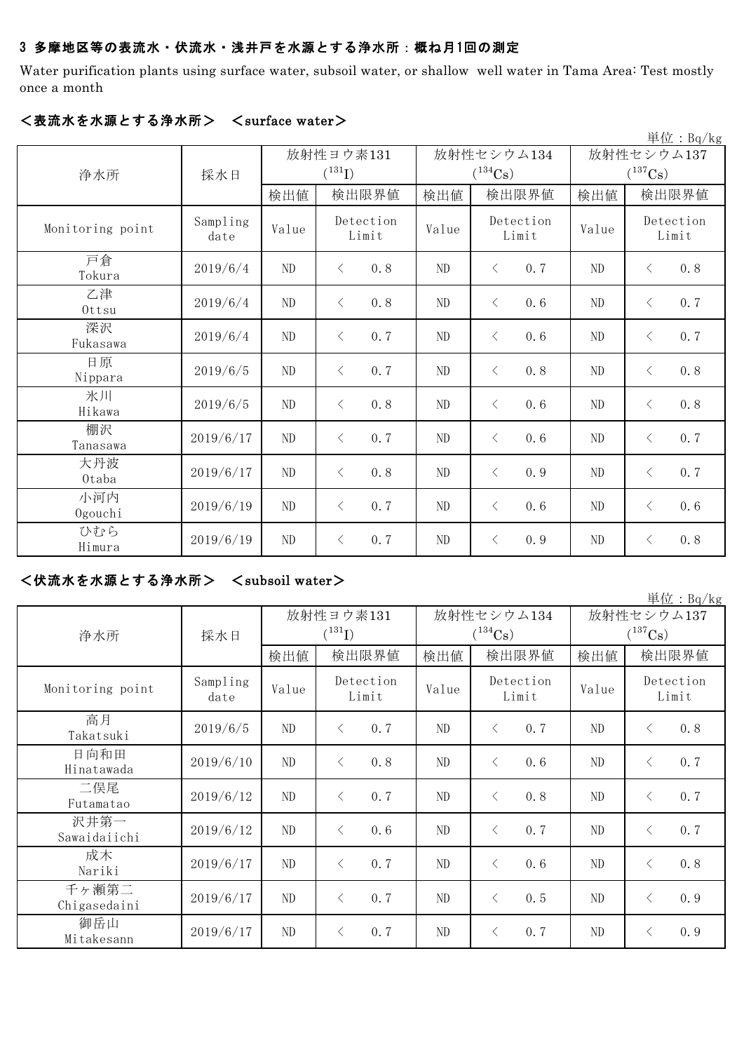### 3 多摩地区等の表流水・伏流水・浅井戸を水源とする浄水所：概ね月1回の測定

Water purification plants using surface water, subsoil water, or shallow well water in Tama Area: Test mostly once a month

#### ＜表流水を水源とする浄水所＞　＜surface water＞

単位：Bq/kg

| 浄水所 | 採水日 | 放射性ヨウ素131 ($^{131}I$) | | 放射性セシウム134 ($^{134}Cs$) | | 放射性セシウム137 ($^{137}Cs$) | |
|---|---|---|---|---|---|---|---|
| | | 検出値 | 検出限界値 | 検出値 | 検出限界値 | 検出値 | 検出限界値 |
| Monitoring point | Sampling date | Value | Detection Limit | Value | Detection Limit | Value | Detection Limit |
| 戸倉 Tokura | 2019/6/4 | ND | ＜ 0.8 | ND | ＜ 0.7 | ND | ＜ 0.8 |
| 乙津 Ottsu | 2019/6/4 | ND | ＜ 0.8 | ND | ＜ 0.6 | ND | ＜ 0.7 |
| 深沢 Fukasawa | 2019/6/4 | ND | ＜ 0.7 | ND | ＜ 0.6 | ND | ＜ 0.7 |
| 日原 Nippara | 2019/6/5 | ND | ＜ 0.7 | ND | ＜ 0.8 | ND | ＜ 0.8 |
| 氷川 Hikawa | 2019/6/5 | ND | ＜ 0.8 | ND | ＜ 0.6 | ND | ＜ 0.8 |
| 棚沢 Tanasawa | 2019/6/17 | ND | ＜ 0.7 | ND | ＜ 0.6 | ND | ＜ 0.7 |
| 大丹波 Otaba | 2019/6/17 | ND | ＜ 0.8 | ND | ＜ 0.9 | ND | ＜ 0.7 |
| 小河内 Ogouchi | 2019/6/19 | ND | ＜ 0.7 | ND | ＜ 0.6 | ND | ＜ 0.6 |
| ひむら Himura | 2019/6/19 | ND | ＜ 0.7 | ND | ＜ 0.9 | ND | ＜ 0.8 |

#### ＜伏流水を水源とする浄水所＞　＜subsoil water＞

単位：Bq/kg

| 浄水所 | 採水日 | 放射性ヨウ素131 ($^{131}I$) | | 放射性セシウム134 ($^{134}Cs$) | | 放射性セシウム137 ($^{137}Cs$) | |
|---|---|---|---|---|---|---|---|
| | | 検出値 | 検出限界値 | 検出値 | 検出限界値 | 検出値 | 検出限界値 |
| Monitoring point | Sampling date | Value | Detection Limit | Value | Detection Limit | Value | Detection Limit |
| 高月 Takatsuki | 2019/6/5 | ND | ＜ 0.7 | ND | ＜ 0.7 | ND | ＜ 0.8 |
| 日向和田 Hinatawada | 2019/6/10 | ND | ＜ 0.8 | ND | ＜ 0.6 | ND | ＜ 0.7 |
| 二俣尾 Futamatao | 2019/6/12 | ND | ＜ 0.7 | ND | ＜ 0.8 | ND | ＜ 0.7 |
| 沢井第一 Sawaidaiichi | 2019/6/12 | ND | ＜ 0.6 | ND | ＜ 0.7 | ND | ＜ 0.7 |
| 成木 Nariki | 2019/6/17 | ND | ＜ 0.7 | ND | ＜ 0.6 | ND | ＜ 0.8 |
| 千ヶ瀬第二 Chigasedaini | 2019/6/17 | ND | ＜ 0.7 | ND | ＜ 0.5 | ND | ＜ 0.9 |
| 御岳山 Mitakesann | 2019/6/17 | ND | ＜ 0.7 | ND | ＜ 0.7 | ND | ＜ 0.9 |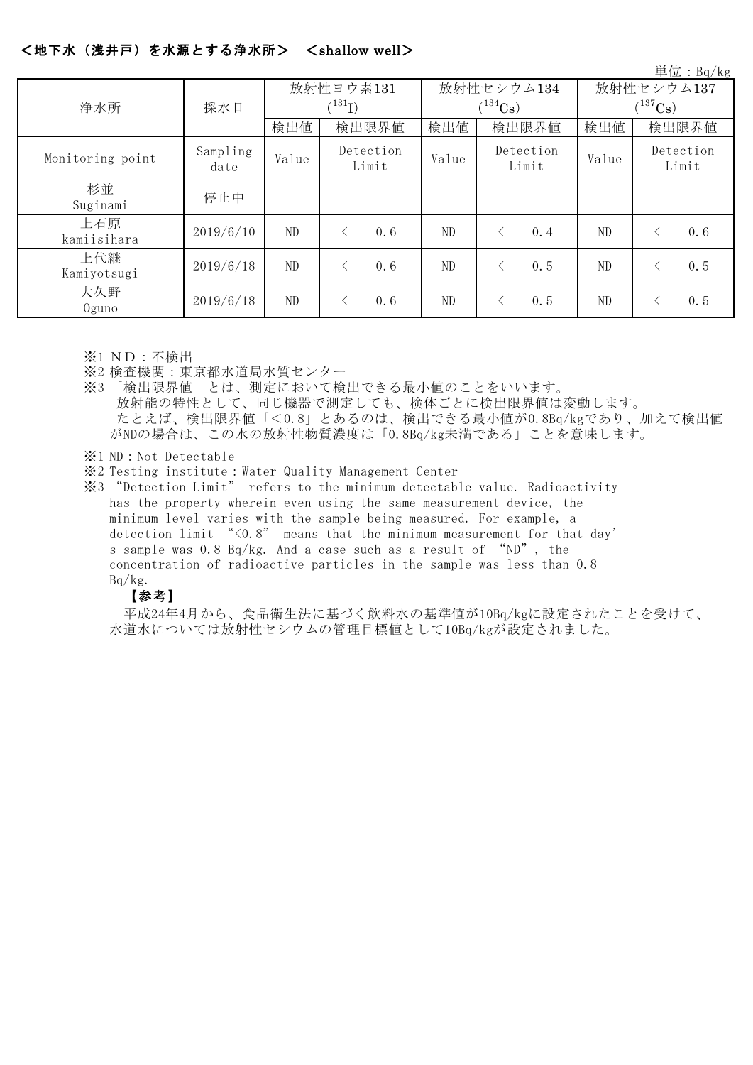## ＜地下水（浅井戸）を水源とする浄水所＞　＜shallow well＞

単位：Bq/kg

| 浄水所 | 採水日 | 放射性ヨウ素131 ($^{131}I$) | | 放射性セシウム134 ($^{134}Cs$) | | 放射性セシウム137 ($^{137}Cs$) | |
|---|---|---|---|---|---|---|---|
| | | 検出値 | 検出限界値 | 検出値 | 検出限界値 | 検出値 | 検出限界値 |
| Monitoring point | Sampling date | Value | Detection Limit | Value | Detection Limit | Value | Detection Limit |
| 杉並 Suginami | 停止中 | | | | | | |
| 上石原 kamiisihara | 2019/6/10 | ND | ＜　0.6 | ND | ＜　0.4 | ND | ＜　0.6 |
| 上代継 Kamiyotsugi | 2019/6/18 | ND | ＜　0.6 | ND | ＜　0.5 | ND | ＜　0.5 |
| 大久野 Oguno | 2019/6/18 | ND | ＜　0.6 | ND | ＜　0.5 | ND | ＜　0.5 |

※1 ＮＤ：不検出
※2 検査機関：東京都水道局水質センター
※3 「検出限界値」とは、測定において検出できる最小値のことをいいます。
　放射能の特性として、同じ機器で測定しても、検体ごとに検出限界値は変動します。
　たとえば、検出限界値「＜0.8」とあるのは、検出できる最小値が0.8Bq/kgであり、加えて検出値がNDの場合は、この水の放射性物質濃度は「0.8Bq/kg未満である」ことを意味します。

※1 ND：Not Detectable
※2 Testing institute：Water Quality Management Center
※3 "Detection Limit" refers to the minimum detectable value. Radioactivity has the property wherein even using the same measurement device, the minimum level varies with the sample being measured. For example, a detection limit "<0.8" means that the minimum measurement for that day's sample was 0.8 Bq/kg. And a case such as a result of "ND", the concentration of radioactive particles in the sample was less than 0.8 Bq/kg.

**【参考】**

　平成24年4月から、食品衛生法に基づく飲料水の基準値が10Bq/kgに設定されたことを受けて、水道水については放射性セシウムの管理目標値として10Bq/kgが設定されました。